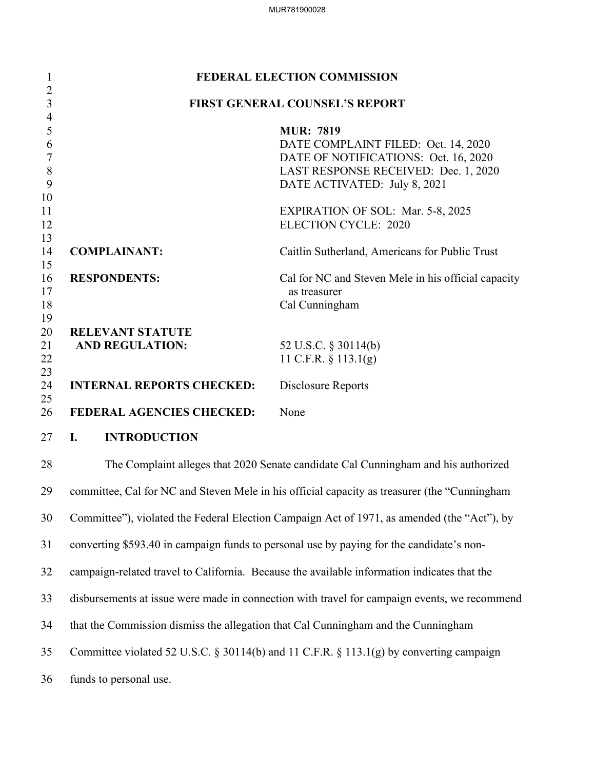**FEDERAL ELECTION COMMISSION**

**FIRST GENERAL COUNSEL'S REPORT**

**MUR: 7819**
DATE COMPLAINT FILED: Oct. 14, 2020
DATE OF NOTIFICATIONS: Oct. 16, 2020
LAST RESPONSE RECEIVED: Dec. 1, 2020
DATE ACTIVATED: July 8, 2021

EXPIRATION OF SOL: Mar. 5-8, 2025
ELECTION CYCLE: 2020

**COMPLAINANT:** Caitlin Sutherland, Americans for Public Trust

**RESPONDENTS:** Cal for NC and Steven Mele in his official capacity as treasurer
Cal Cunningham

**RELEVANT STATUTE AND REGULATION:** 52 U.S.C. § 30114(b)
11 C.F.R. § 113.1(g)

**INTERNAL REPORTS CHECKED:** Disclosure Reports

**FEDERAL AGENCIES CHECKED:** None

## I. INTRODUCTION

The Complaint alleges that 2020 Senate candidate Cal Cunningham and his authorized committee, Cal for NC and Steven Mele in his official capacity as treasurer (the "Cunningham Committee"), violated the Federal Election Campaign Act of 1971, as amended (the "Act"), by converting $593.40 in campaign funds to personal use by paying for the candidate's non-campaign-related travel to California. Because the available information indicates that the disbursements at issue were made in connection with travel for campaign events, we recommend that the Commission dismiss the allegation that Cal Cunningham and the Cunningham Committee violated 52 U.S.C. § 30114(b) and 11 C.F.R. § 113.1(g) by converting campaign funds to personal use.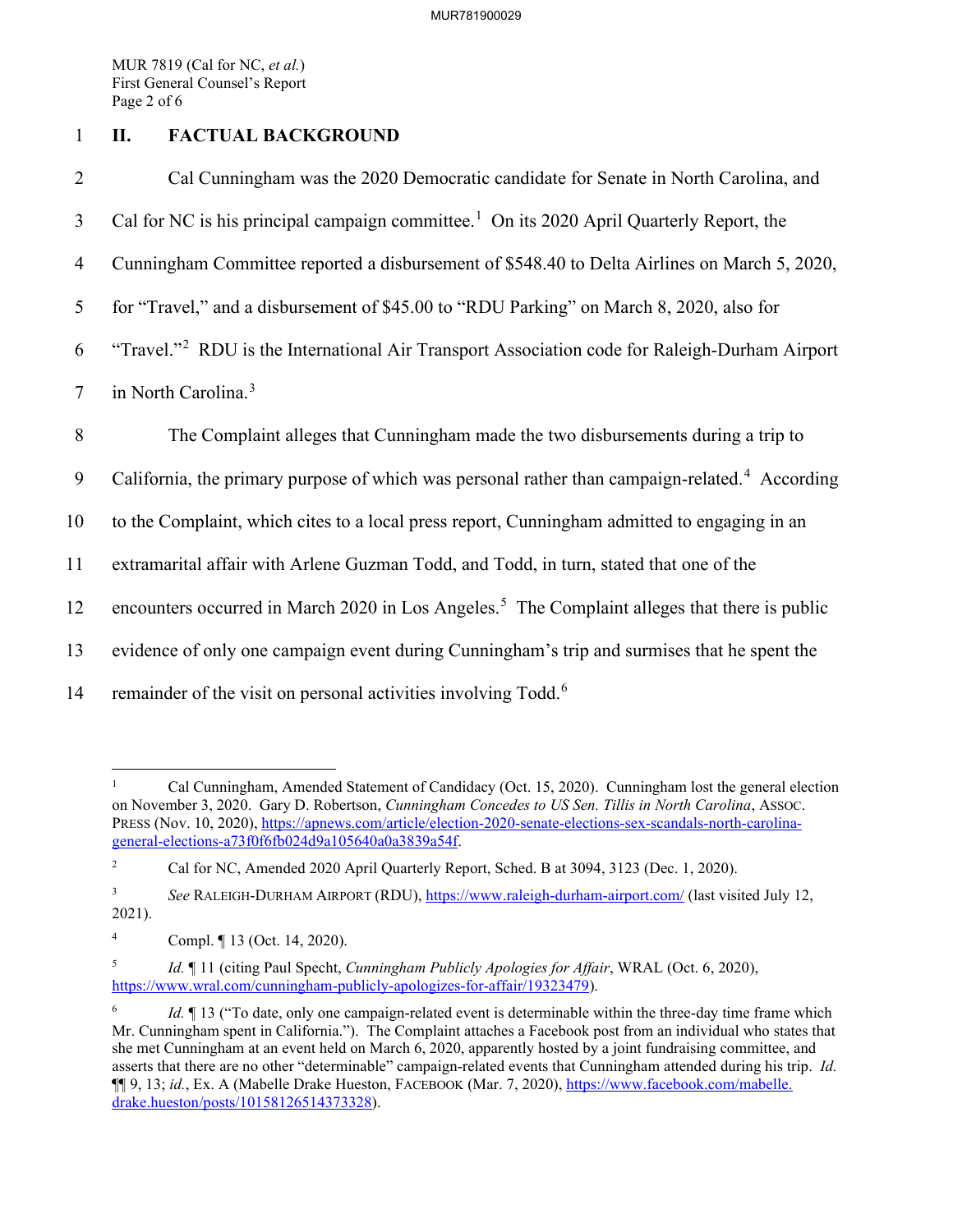## II. FACTUAL BACKGROUND

Cal Cunningham was the 2020 Democratic candidate for Senate in North Carolina, and Cal for NC is his principal campaign committee.[1] On its 2020 April Quarterly Report, the Cunningham Committee reported a disbursement of $548.40 to Delta Airlines on March 5, 2020, for "Travel," and a disbursement of $45.00 to "RDU Parking" on March 8, 2020, also for "Travel."[2] RDU is the International Air Transport Association code for Raleigh-Durham Airport in North Carolina.[3]

The Complaint alleges that Cunningham made the two disbursements during a trip to California, the primary purpose of which was personal rather than campaign-related.[4] According to the Complaint, which cites to a local press report, Cunningham admitted to engaging in an extramarital affair with Arlene Guzman Todd, and Todd, in turn, stated that one of the encounters occurred in March 2020 in Los Angeles.[5] The Complaint alleges that there is public evidence of only one campaign event during Cunningham's trip and surmises that he spent the remainder of the visit on personal activities involving Todd.[6]

---

[1] Cal Cunningham, Amended Statement of Candidacy (Oct. 15, 2020). Cunningham lost the general election on November 3, 2020. Gary D. Robertson, *Cunningham Concedes to US Sen. Tillis in North Carolina*, ASSOC. PRESS (Nov. 10, 2020), https://apnews.com/article/election-2020-senate-elections-sex-scandals-north-carolina-general-elections-a73f0f6fb024d9a105640a0a3839a54f.

[2] Cal for NC, Amended 2020 April Quarterly Report, Sched. B at 3094, 3123 (Dec. 1, 2020).

[3] *See* RALEIGH-DURHAM AIRPORT (RDU), https://www.raleigh-durham-airport.com/ (last visited July 12, 2021).

[4] Compl. ¶ 13 (Oct. 14, 2020).

[5] *Id.* ¶ 11 (citing Paul Specht, *Cunningham Publicly Apologies for Affair*, WRAL (Oct. 6, 2020), https://www.wral.com/cunningham-publicly-apologizes-for-affair/19323479).

[6] *Id.* ¶ 13 ("To date, only one campaign-related event is determinable within the three-day time frame which Mr. Cunningham spent in California."). The Complaint attaches a Facebook post from an individual who states that she met Cunningham at an event held on March 6, 2020, apparently hosted by a joint fundraising committee, and asserts that there are no other "determinable" campaign-related events that Cunningham attended during his trip. *Id.* ¶¶ 9, 13; *id.*, Ex. A (Mabelle Drake Hueston, FACEBOOK (Mar. 7, 2020), https://www.facebook.com/mabelle.drake.hueston/posts/10158126514373328).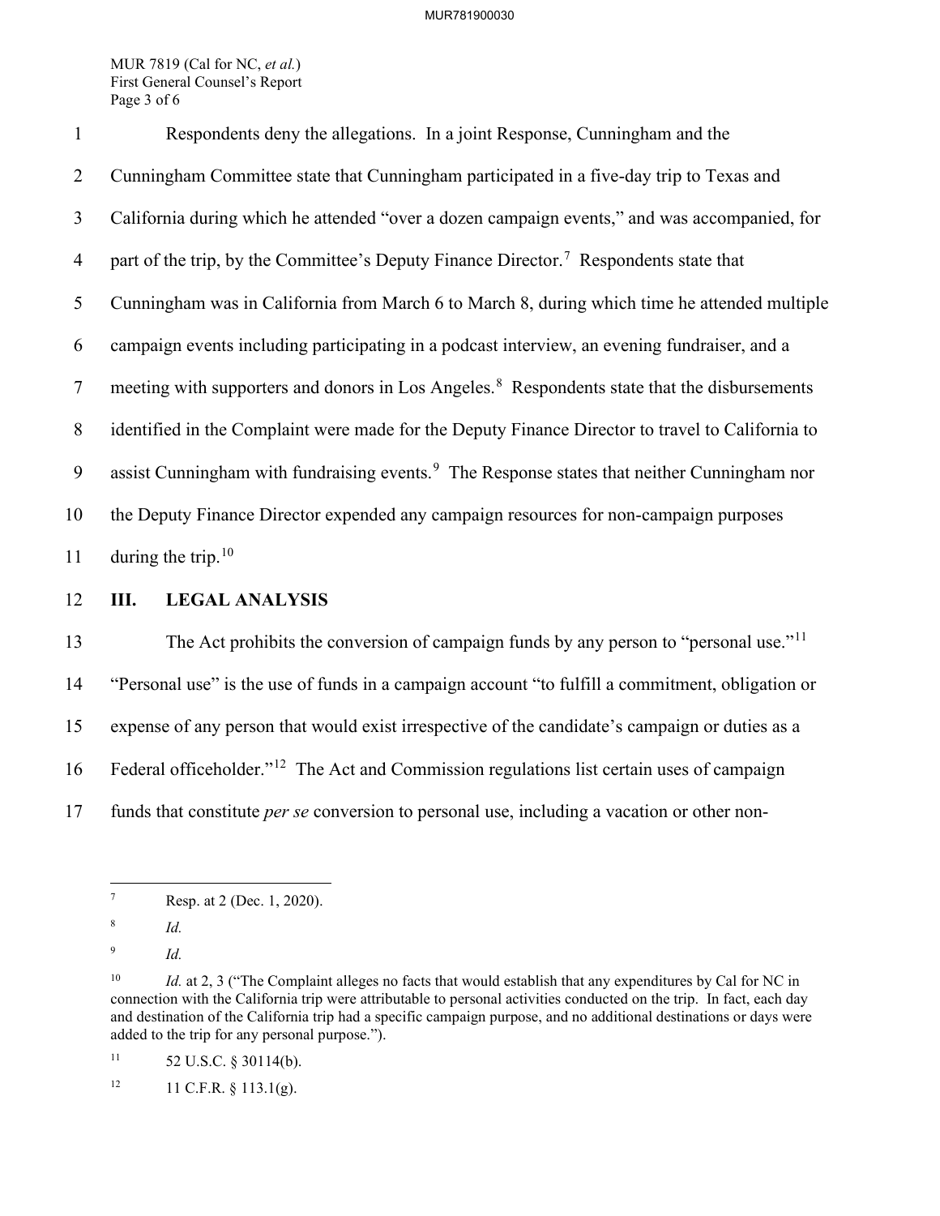Respondents deny the allegations. In a joint Response, Cunningham and the Cunningham Committee state that Cunningham participated in a five-day trip to Texas and California during which he attended "over a dozen campaign events," and was accompanied, for part of the trip, by the Committee's Deputy Finance Director.[7] Respondents state that Cunningham was in California from March 6 to March 8, during which time he attended multiple campaign events including participating in a podcast interview, an evening fundraiser, and a meeting with supporters and donors in Los Angeles.[8] Respondents state that the disbursements identified in the Complaint were made for the Deputy Finance Director to travel to California to assist Cunningham with fundraising events.[9] The Response states that neither Cunningham nor the Deputy Finance Director expended any campaign resources for non-campaign purposes during the trip.[10]

## III. LEGAL ANALYSIS

The Act prohibits the conversion of campaign funds by any person to "personal use."[11] "Personal use" is the use of funds in a campaign account "to fulfill a commitment, obligation or expense of any person that would exist irrespective of the candidate's campaign or duties as a Federal officeholder."[12] The Act and Commission regulations list certain uses of campaign funds that constitute *per se* conversion to personal use, including a vacation or other non-

---

[7] Resp. at 2 (Dec. 1, 2020).

[8] *Id.*

[9] *Id.*

[10] *Id.* at 2, 3 ("The Complaint alleges no facts that would establish that any expenditures by Cal for NC in connection with the California trip were attributable to personal activities conducted on the trip. In fact, each day and destination of the California trip had a specific campaign purpose, and no additional destinations or days were added to the trip for any personal purpose.").

[11] 52 U.S.C. § 30114(b).

[12] 11 C.F.R. § 113.1(g).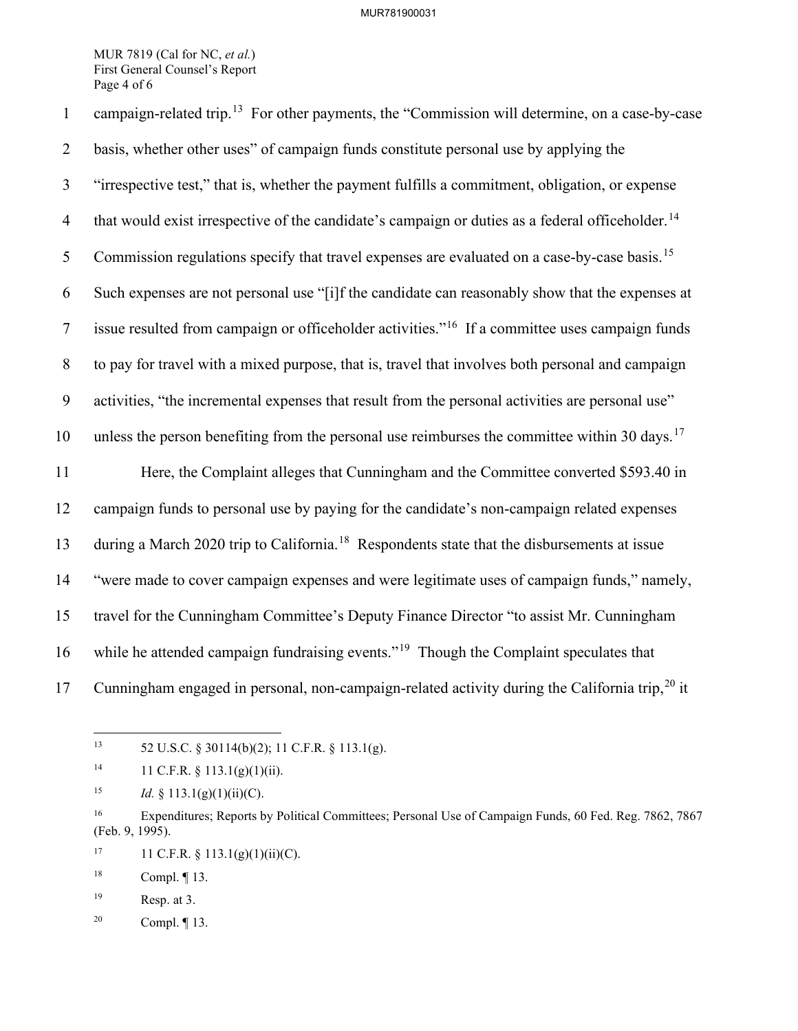campaign-related trip.[13] For other payments, the "Commission will determine, on a case-by-case basis, whether other uses" of campaign funds constitute personal use by applying the "irrespective test," that is, whether the payment fulfills a commitment, obligation, or expense that would exist irrespective of the candidate's campaign or duties as a federal officeholder.[14] Commission regulations specify that travel expenses are evaluated on a case-by-case basis.[15] Such expenses are not personal use "[i]f the candidate can reasonably show that the expenses at issue resulted from campaign or officeholder activities."[16] If a committee uses campaign funds to pay for travel with a mixed purpose, that is, travel that involves both personal and campaign activities, "the incremental expenses that result from the personal activities are personal use" unless the person benefiting from the personal use reimburses the committee within 30 days.[17]

Here, the Complaint alleges that Cunningham and the Committee converted $593.40 in campaign funds to personal use by paying for the candidate's non-campaign related expenses during a March 2020 trip to California.[18] Respondents state that the disbursements at issue "were made to cover campaign expenses and were legitimate uses of campaign funds," namely, travel for the Cunningham Committee's Deputy Finance Director "to assist Mr. Cunningham while he attended campaign fundraising events."[19] Though the Complaint speculates that Cunningham engaged in personal, non-campaign-related activity during the California trip,[20] it

---

[13] 52 U.S.C. § 30114(b)(2); 11 C.F.R. § 113.1(g).

[14] 11 C.F.R. § 113.1(g)(1)(ii).

[15] *Id.* § 113.1(g)(1)(ii)(C).

[16] Expenditures; Reports by Political Committees; Personal Use of Campaign Funds, 60 Fed. Reg. 7862, 7867 (Feb. 9, 1995).

[17] 11 C.F.R. § 113.1(g)(1)(ii)(C).

[18] Compl. ¶ 13.

[19] Resp. at 3.

[20] Compl. ¶ 13.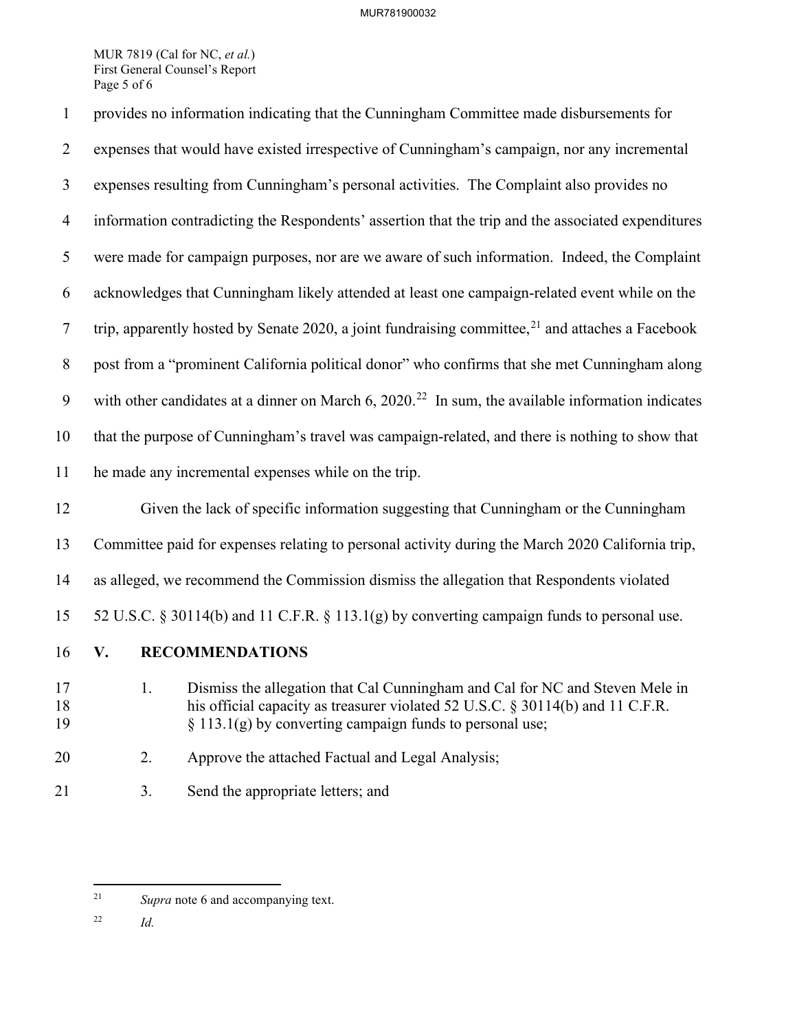provides no information indicating that the Cunningham Committee made disbursements for expenses that would have existed irrespective of Cunningham's campaign, nor any incremental expenses resulting from Cunningham's personal activities. The Complaint also provides no information contradicting the Respondents' assertion that the trip and the associated expenditures were made for campaign purposes, nor are we aware of such information. Indeed, the Complaint acknowledges that Cunningham likely attended at least one campaign-related event while on the trip, apparently hosted by Senate 2020, a joint fundraising committee,[21] and attaches a Facebook post from a "prominent California political donor" who confirms that she met Cunningham along with other candidates at a dinner on March 6, 2020.[22] In sum, the available information indicates that the purpose of Cunningham's travel was campaign-related, and there is nothing to show that he made any incremental expenses while on the trip.

Given the lack of specific information suggesting that Cunningham or the Cunningham Committee paid for expenses relating to personal activity during the March 2020 California trip, as alleged, we recommend the Commission dismiss the allegation that Respondents violated 52 U.S.C. § 30114(b) and 11 C.F.R. § 113.1(g) by converting campaign funds to personal use.

## V. RECOMMENDATIONS

1. Dismiss the allegation that Cal Cunningham and Cal for NC and Steven Mele in his official capacity as treasurer violated 52 U.S.C. § 30114(b) and 11 C.F.R. § 113.1(g) by converting campaign funds to personal use;
2. Approve the attached Factual and Legal Analysis;
3. Send the appropriate letters; and

---

[21] *Supra* note 6 and accompanying text.

[22] *Id.*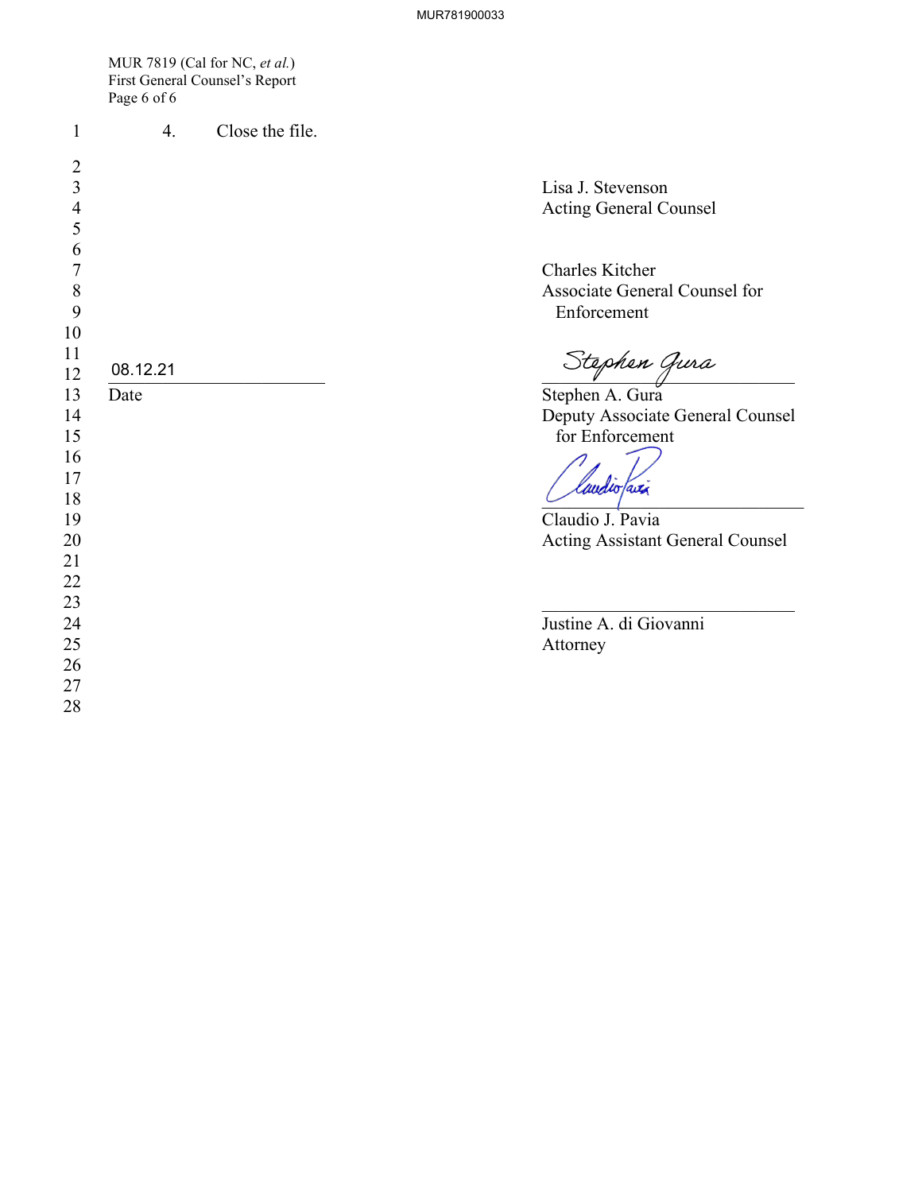4. Close the file.

Lisa J. Stevenson
Acting General Counsel

Charles Kitcher
Associate General Counsel for
Enforcement

08.12.21
Date

Stephen Gura
Stephen A. Gura
Deputy Associate General Counsel
for Enforcement

Claudio Pavia
Claudio J. Pavia
Acting Assistant General Counsel

Justine A. di Giovanni
Attorney